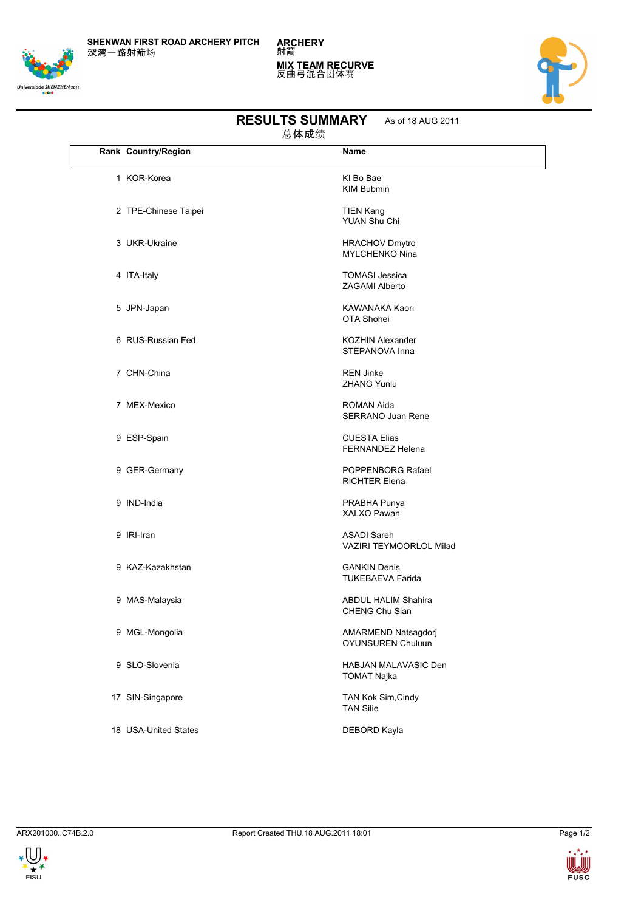SHENWAN FIRST ROAD ARCHERY PITCH
深湾一路射箭场

ARCHERY
射箭

MIX TEAM RECURVE
反曲弓混合团体赛

# RESULTS SUMMARY

总体成绩

As of 18 AUG 2011

| Rank | Country/Region | Name |
|---|---|---|
| 1 | KOR-Korea | KI Bo Bae<br>KIM Bubmin |
| 2 | TPE-Chinese Taipei | TIEN Kang<br>YUAN Shu Chi |
| 3 | UKR-Ukraine | HRACHOV Dmytro<br>MYLCHENKO Nina |
| 4 | ITA-Italy | TOMASI Jessica<br>ZAGAMI Alberto |
| 5 | JPN-Japan | KAWANAKA Kaori<br>OTA Shohei |
| 6 | RUS-Russian Fed. | KOZHIN Alexander<br>STEPANOVA Inna |
| 7 | CHN-China | REN Jinke<br>ZHANG Yunlu |
| 7 | MEX-Mexico | ROMAN Aida<br>SERRANO Juan Rene |
| 9 | ESP-Spain | CUESTA Elias<br>FERNANDEZ Helena |
| 9 | GER-Germany | POPPENBORG Rafael<br>RICHTER Elena |
| 9 | IND-India | PRABHA Punya<br>XALXO Pawan |
| 9 | IRI-Iran | ASADI Sareh<br>VAZIRI TEYMOORLOL Milad |
| 9 | KAZ-Kazakhstan | GANKIN Denis<br>TUKEBAEVA Farida |
| 9 | MAS-Malaysia | ABDUL HALIM Shahira<br>CHENG Chu Sian |
| 9 | MGL-Mongolia | AMARMEND Natsagdorj<br>OYUNSUREN Chuluun |
| 9 | SLO-Slovenia | HABJAN MALAVASIC Den<br>TOMAT Najka |
| 17 | SIN-Singapore | TAN Kok Sim,Cindy<br>TAN Silie |
| 18 | USA-United States | DEBORD Kayla |

ARX201000..C74B.2.0 Report Created THU.18 AUG.2011 18:01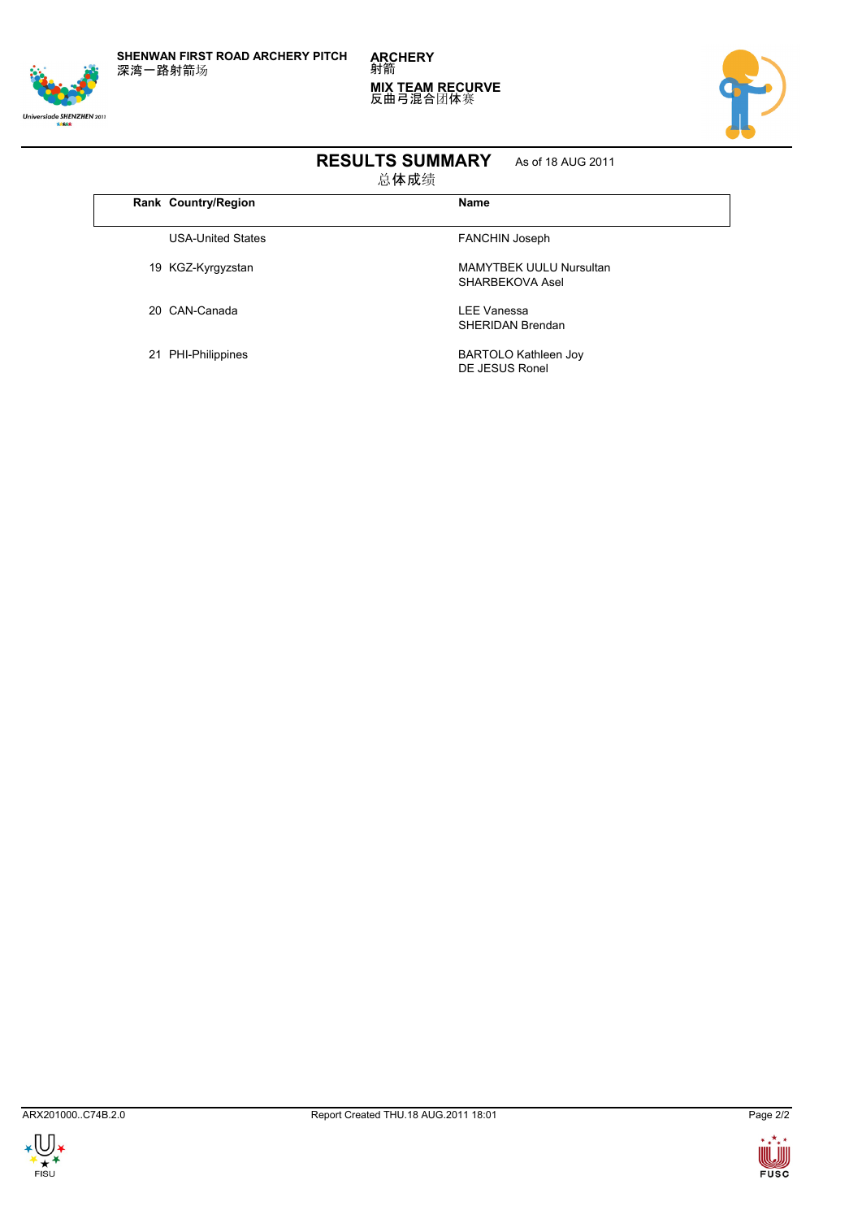SHENWAN FIRST ROAD ARCHERY PITCH
深湾一路射箭场

**ARCHERY**
射箭

**MIX TEAM RECURVE**
反曲弓混合团体赛

## RESULTS SUMMARY

总体成绩

As of 18 AUG 2011

| Rank | Country/Region | Name |
|---|---|---|
| | USA-United States | FANCHIN Joseph |
| 19 | KGZ-Kyrgyzstan | MAMYTBEK UULU Nursultan<br>SHARBEKOVA Asel |
| 20 | CAN-Canada | LEE Vanessa<br>SHERIDAN Brendan |
| 21 | PHI-Philippines | BARTOLO Kathleen Joy<br>DE JESUS Ronel |

ARX201000..C74B.2.0 Report Created THU.18 AUG.2011 18:01